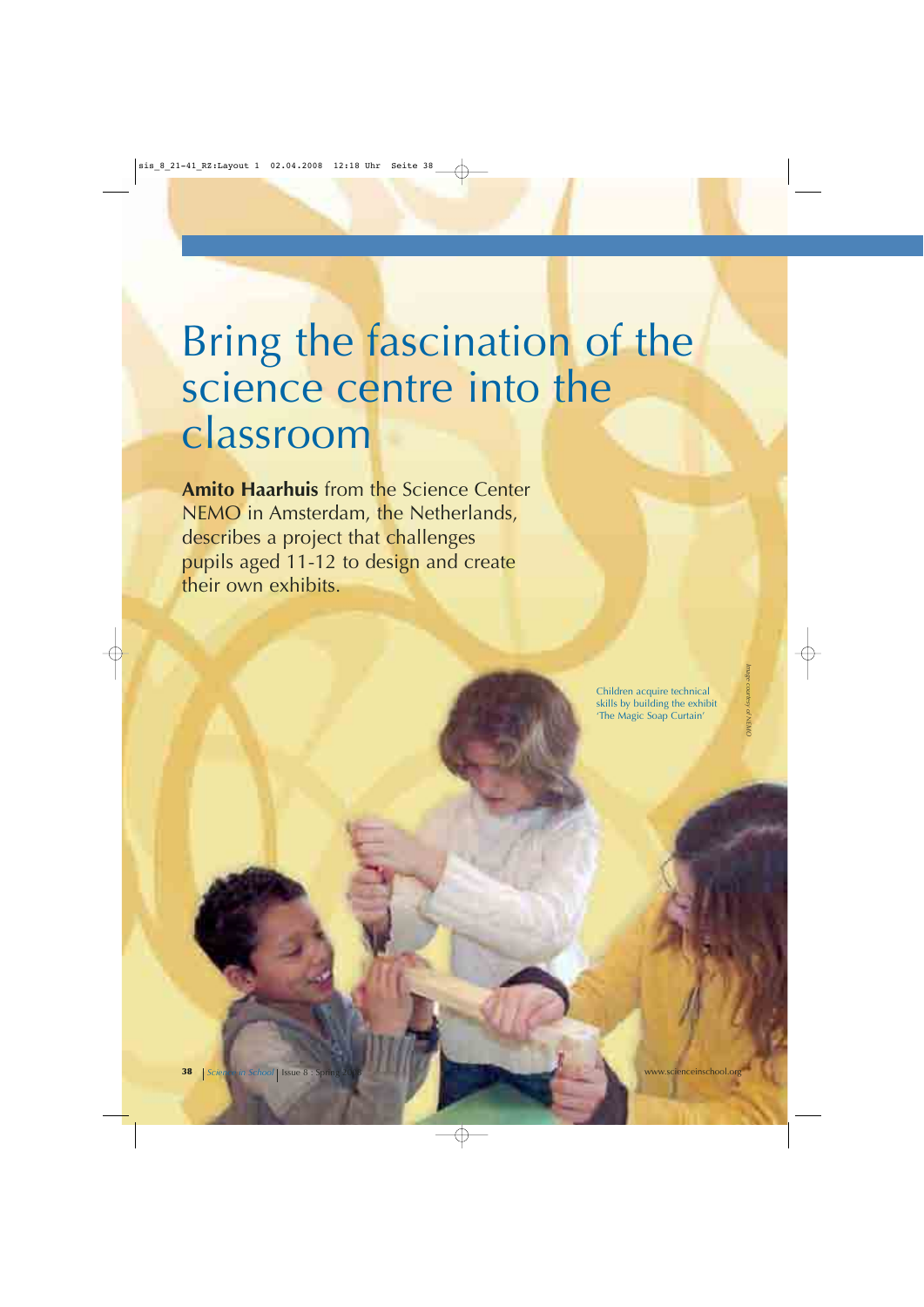# Bring the fascination of the science centre into the classroom

**Amito Haarhuis** from the Science Center NEMO in Amsterdam, the Netherlands, describes a project that challenges pupils aged 11-12 to design and create their own exhibits.

Children acquire technical skills by building the exhibit 'The Magic Soap Curtain'

*Image courtesy of NEMO*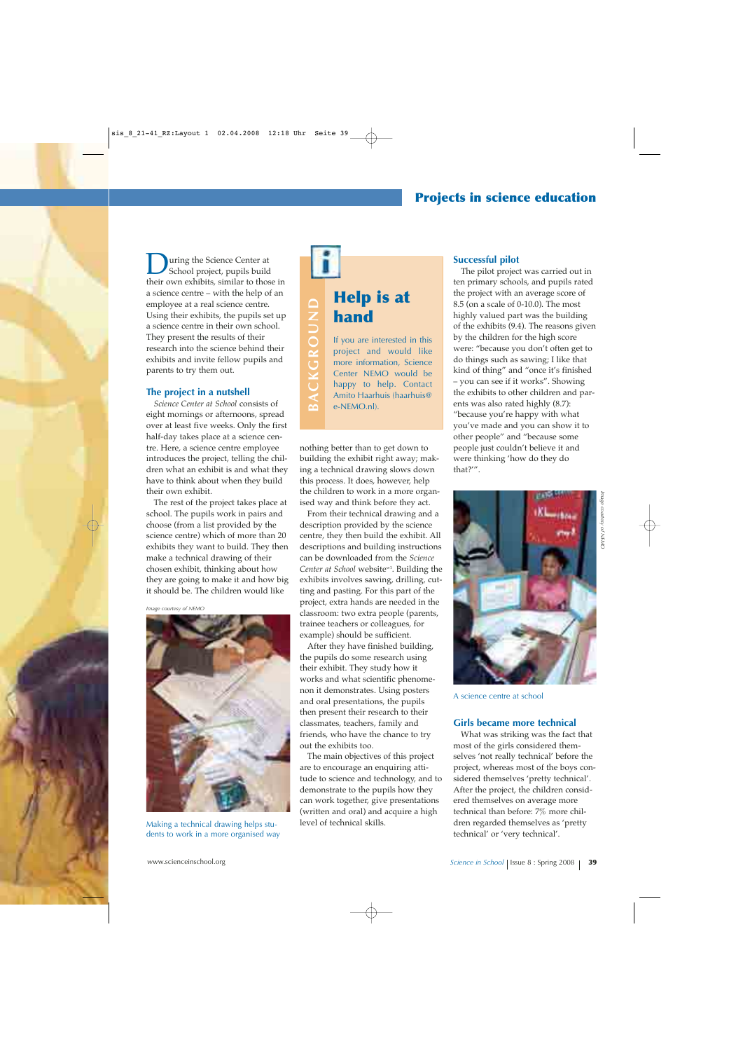During the Science Center at School project, pupils build their own exhibits, similar to those in a science centre – with the help of an employee at a real science centre. Using their exhibits, the pupils set up a science centre in their own school. They present the results of their research into the science behind their exhibits and invite fellow pupils and parents to try them out.

## The project in a nutshell

*Science Center at School* consists of eight mornings or afternoons, spread over at least five weeks. Only the first half-day takes place at a science centre. Here, a science centre employee introduces the project, telling the children what an exhibit is and what they have to think about when they build their own exhibit.

The rest of the project takes place at school. The pupils work in pairs and choose (from a list provided by the science centre) which of more than 20 exhibits they want to build. They then make a technical drawing of their chosen exhibit, thinking about how they are going to make it and how big it should be. The children would like nothing better than to get down to building the exhibit right away; making a technical drawing slows down this process. It does, however, help the children to work in a more organised way and think before they act.

Image courtesy of NEMO

Making a technical drawing helps students to work in a more organised way

From their technical drawing and a description provided by the science centre, they then build the exhibit. All descriptions and building instructions can be downloaded from the *Science Center at School* website[w1]. Building the exhibits involves sawing, drilling, cutting and pasting. For this part of the project, extra hands are needed in the classroom: two extra people (parents, trainee teachers or colleagues, for example) should be sufficient.

After they have finished building, the pupils do some research using their exhibit. They study how it works and what scientific phenomenon it demonstrates. Using posters and oral presentations, the pupils then present their research to their classmates, teachers, family and friends, who have the chance to try out the exhibits too.

The main objectives of this project are to encourage an enquiring attitude to science and technology, and to demonstrate to the pupils how they can work together, give presentations (written and oral) and acquire a high level of technical skills.

> **BACKGROUND**
>
> ### Help is at hand
>
> If you are interested in this project and would like more information, Science Center NEMO would be happy to help. Contact Amito Haarhuis (haarhuis@e-NEMO.nl).

## Successful pilot

The pilot project was carried out in ten primary schools, and pupils rated the project with an average score of 8.5 (on a scale of 0-10.0). The most highly valued part was the building of the exhibits (9.4). The reasons given by the children for the high score were: "because you don't often get to do things such as sawing; I like that kind of thing" and "once it's finished – you can see if it works". Showing the exhibits to other children and parents was also rated highly (8.7): "because you're happy with what you've made and you can show it to other people" and "because some people just couldn't believe it and were thinking 'how do they do that?'".

Image courtesy of NEMO

A science centre at school

## Girls became more technical

What was striking was the fact that most of the girls considered themselves 'not really technical' before the project, whereas most of the boys considered themselves 'pretty technical'. After the project, the children considered themselves on average more technical than before: 7% more children regarded themselves as 'pretty technical' or 'very technical'.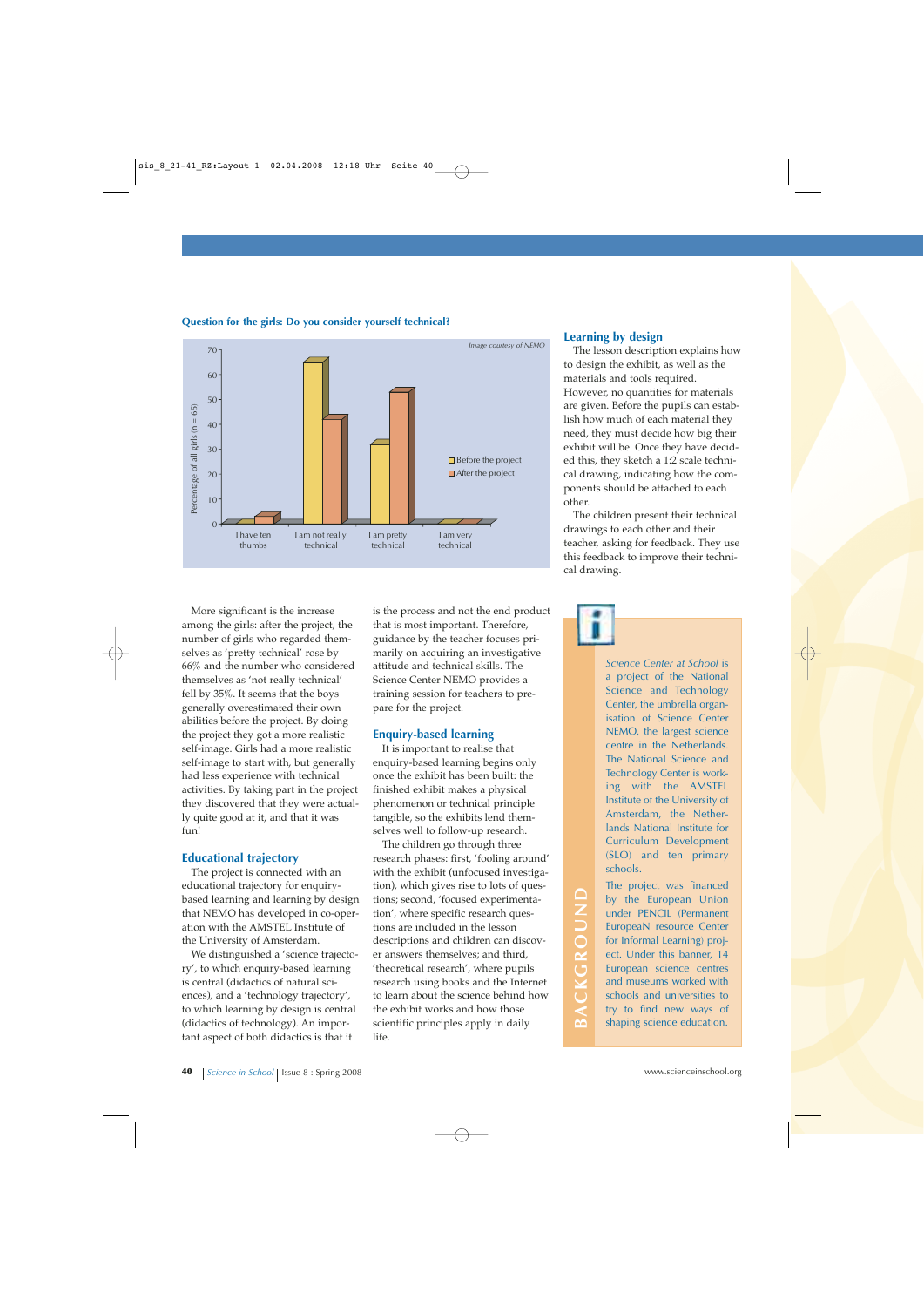**Question for the girls: Do you consider yourself technical?**

*Image courtesy of NEMO*

| | I have ten thumbs | I am not really technical | I am pretty technical | I am very technical |
|---|---|---|---|---|
| Before the project | | | | |
| After the project | | | | |

Percentage of all girls (n = 65)

## Learning by design

The lesson description explains how to design the exhibit, as well as the materials and tools required. However, no quantities for materials are given. Before the pupils can establish how much of each material they need, they must decide how big their exhibit will be. Once they have decided this, they sketch a 1:2 scale technical drawing, indicating how the components should be attached to each other.

The children present their technical drawings to each other and their teacher, asking for feedback. They use this feedback to improve their technical drawing.

More significant is the increase among the girls: after the project, the number of girls who regarded themselves as 'pretty technical' rose by 66% and the number who considered themselves as 'not really technical' fell by 35%. It seems that the boys generally overestimated their own abilities before the project. By doing the project they got a more realistic self-image. Girls had a more realistic self-image to start with, but generally had less experience with technical activities. By taking part in the project they discovered that they were actually quite good at it, and that it was fun!

## Educational trajectory

The project is connected with an educational trajectory for enquiry-based learning and learning by design that NEMO has developed in co-operation with the AMSTEL Institute of the University of Amsterdam.

We distinguished a 'science trajectory', to which enquiry-based learning is central (didactics of natural sciences), and a 'technology trajectory', to which learning by design is central (didactics of technology). An important aspect of both didactics is that it is the process and not the end product that is most important. Therefore, guidance by the teacher focuses primarily on acquiring an investigative attitude and technical skills. The Science Center NEMO provides a training session for teachers to prepare for the project.

## Enquiry-based learning

It is important to realise that enquiry-based learning begins only once the exhibit has been built: the finished exhibit makes a physical phenomenon or technical principle tangible, so the exhibits lend themselves well to follow-up research.

The children go through three research phases: first, 'fooling around' with the exhibit (unfocused investigation), which gives rise to lots of questions; second, 'focused experimentation', where specific research questions are included in the lesson descriptions and children can discover answers themselves; and third, 'theoretical research', where pupils research using books and the Internet to learn about the science behind how the exhibit works and how those scientific principles apply in daily life.

**BACKGROUND**

*Science Center at School* is a project of the National Science and Technology Center, the umbrella organisation of Science Center NEMO, the largest science centre in the Netherlands. The National Science and Technology Center is working with the AMSTEL Institute of the University of Amsterdam, the Netherlands National Institute for Curriculum Development (SLO) and ten primary schools.

The project was financed by the European Union under PENCIL (Permanent EuropeaN resource Center for Informal Learning) project. Under this banner, 14 European science centres and museums worked with schools and universities to try to find new ways of shaping science education.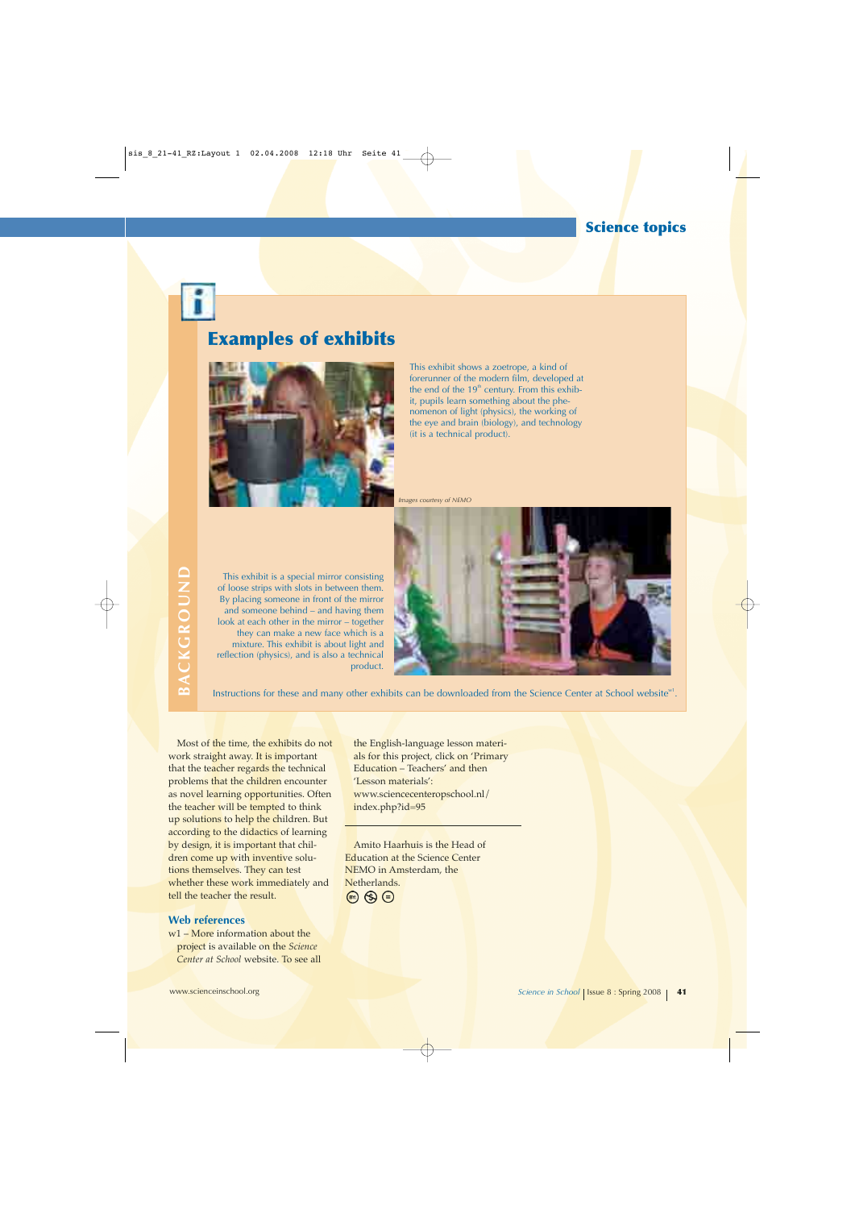## Examples of exhibits

This exhibit shows a zoetrope, a kind of forerunner of the modern film, developed at the end of the 19th century. From this exhibit, pupils learn something about the phenomenon of light (physics), the working of the eye and brain (biology), and technology (it is a technical product).

*Images courtesy of NEMO*

This exhibit is a special mirror consisting of loose strips with slots in between them. By placing someone in front of the mirror and someone behind – and having them look at each other in the mirror – together they can make a new face which is a mixture. This exhibit is about light and reflection (physics), and is also a technical product.

Instructions for these and many other exhibits can be downloaded from the Science Center at School website[w1].

BACKGROUND

Most of the time, the exhibits do not work straight away. It is important that the teacher regards the technical problems that the children encounter as novel learning opportunities. Often the teacher will be tempted to think up solutions to help the children. But according to the didactics of learning by design, it is important that children come up with inventive solutions themselves. They can test whether these work immediately and tell the teacher the result.

### Web references

w1 – More information about the project is available on the *Science Center at School* website. To see all the English-language lesson materials for this project, click on 'Primary Education – Teachers' and then 'Lesson materials': www.sciencecenteropschool.nl/index.php?id=95

---

Amito Haarhuis is the Head of Education at the Science Center NEMO in Amsterdam, the Netherlands.